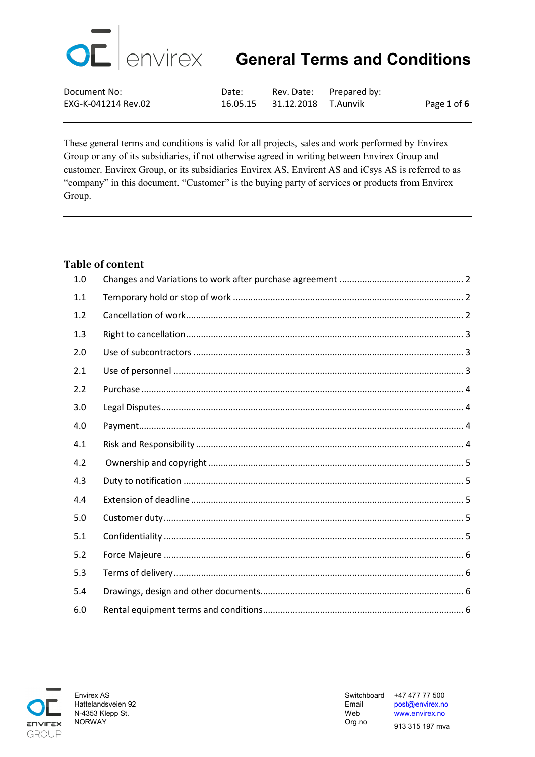# General Terms and Conditions

| Document No: | Date: | Rev. Date: | Prepared by: |
| --- | --- | --- | --- |
| EXG-K-041214 Rev.02 | 16.05.15 | 31.12.2018 | T.Aunvik |

These general terms and conditions is valid for all projects, sales and work performed by Envirex Group or any of its subsidiaries, if not otherwise agreed in writing between Envirex Group and customer. Envirex Group, or its subsidiaries Envirex AS, Envirent AS and iCsys AS is referred to as "company" in this document. "Customer" is the buying party of services or products from Envirex Group.

## Table of content

| | | |
| --- | --- | --- |
| 1.0 | Changes and Variations to work after purchase agreement | 2 |
| 1.1 | Temporary hold or stop of work | 2 |
| 1.2 | Cancellation of work | 2 |
| 1.3 | Right to cancellation | 3 |
| 2.0 | Use of subcontractors | 3 |
| 2.1 | Use of personnel | 3 |
| 2.2 | Purchase | 4 |
| 3.0 | Legal Disputes | 4 |
| 4.0 | Payment | 4 |
| 4.1 | Risk and Responsibility | 4 |
| 4.2 | Ownership and copyright | 5 |
| 4.3 | Duty to notification | 5 |
| 4.4 | Extension of deadline | 5 |
| 5.0 | Customer duty | 5 |
| 5.1 | Confidentiality | 5 |
| 5.2 | Force Majeure | 6 |
| 5.3 | Terms of delivery | 6 |
| 5.4 | Drawings, design and other documents | 6 |
| 6.0 | Rental equipment terms and conditions | 6 |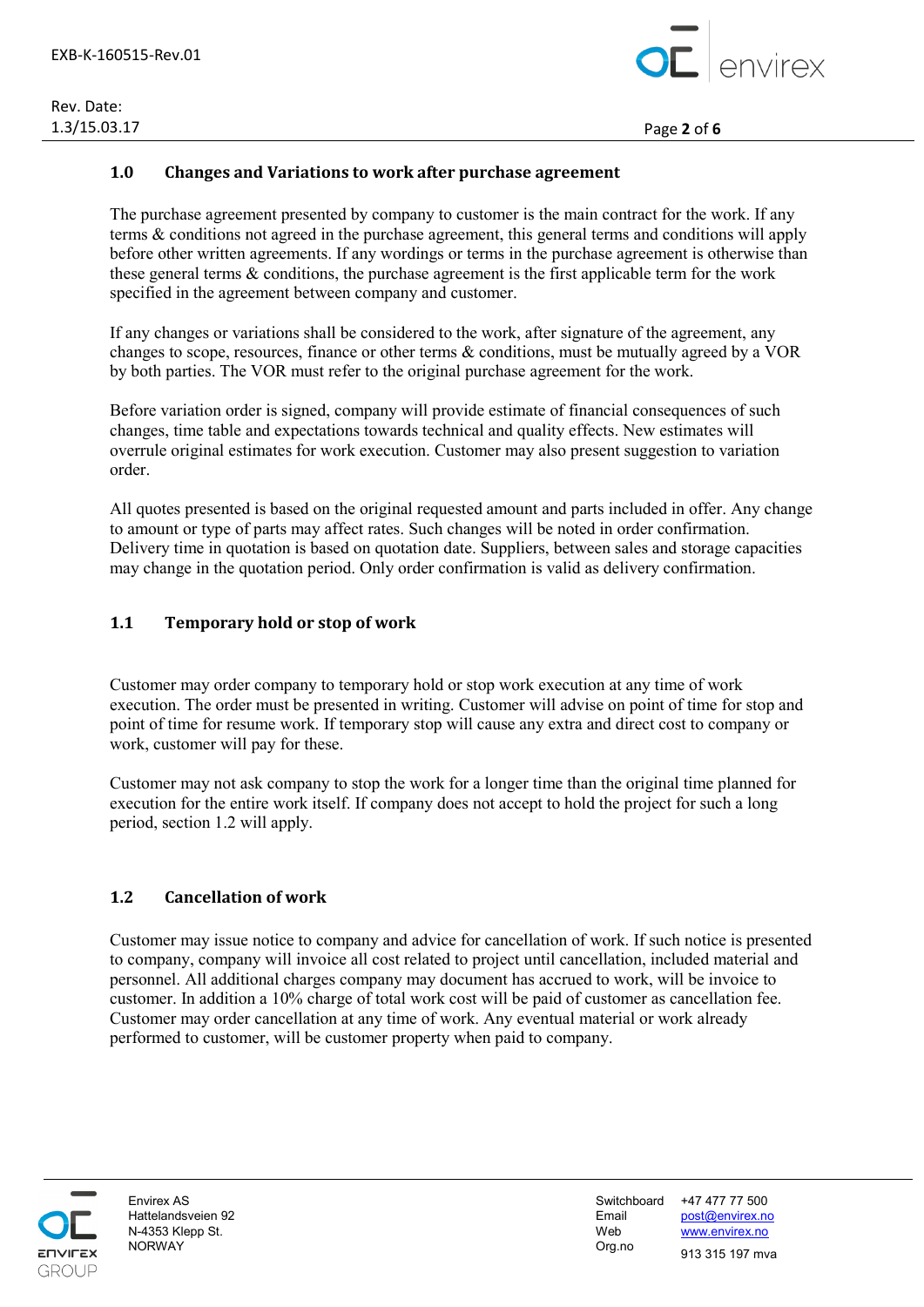## 1.0 Changes and Variations to work after purchase agreement

The purchase agreement presented by company to customer is the main contract for the work. If any terms & conditions not agreed in the purchase agreement, this general terms and conditions will apply before other written agreements. If any wordings or terms in the purchase agreement is otherwise than these general terms & conditions, the purchase agreement is the first applicable term for the work specified in the agreement between company and customer.

If any changes or variations shall be considered to the work, after signature of the agreement, any changes to scope, resources, finance or other terms & conditions, must be mutually agreed by a VOR by both parties. The VOR must refer to the original purchase agreement for the work.

Before variation order is signed, company will provide estimate of financial consequences of such changes, time table and expectations towards technical and quality effects. New estimates will overrule original estimates for work execution. Customer may also present suggestion to variation order.

All quotes presented is based on the original requested amount and parts included in offer. Any change to amount or type of parts may affect rates. Such changes will be noted in order confirmation. Delivery time in quotation is based on quotation date. Suppliers, between sales and storage capacities may change in the quotation period. Only order confirmation is valid as delivery confirmation.

## 1.1 Temporary hold or stop of work

Customer may order company to temporary hold or stop work execution at any time of work execution. The order must be presented in writing. Customer will advise on point of time for stop and point of time for resume work. If temporary stop will cause any extra and direct cost to company or work, customer will pay for these.

Customer may not ask company to stop the work for a longer time than the original time planned for execution for the entire work itself. If company does not accept to hold the project for such a long period, section 1.2 will apply.

## 1.2 Cancellation of work

Customer may issue notice to company and advice for cancellation of work. If such notice is presented to company, company will invoice all cost related to project until cancellation, included material and personnel. All additional charges company may document has accrued to work, will be invoice to customer. In addition a 10% charge of total work cost will be paid of customer as cancellation fee. Customer may order cancellation at any time of work. Any eventual material or work already performed to customer, will be customer property when paid to company.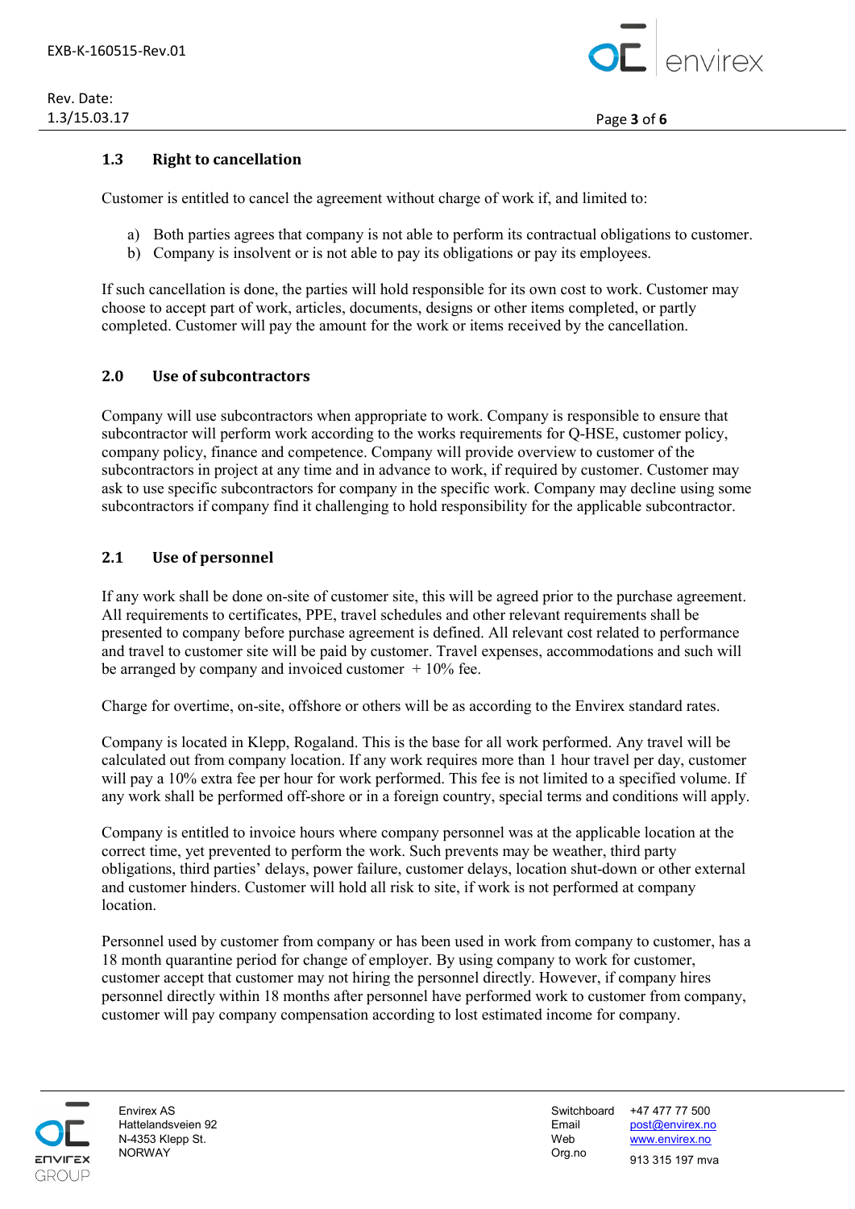## 1.3 Right to cancellation

Customer is entitled to cancel the agreement without charge of work if, and limited to:

a) Both parties agrees that company is not able to perform its contractual obligations to customer.
b) Company is insolvent or is not able to pay its obligations or pay its employees.

If such cancellation is done, the parties will hold responsible for its own cost to work. Customer may choose to accept part of work, articles, documents, designs or other items completed, or partly completed. Customer will pay the amount for the work or items received by the cancellation.

## 2.0 Use of subcontractors

Company will use subcontractors when appropriate to work. Company is responsible to ensure that subcontractor will perform work according to the works requirements for Q-HSE, customer policy, company policy, finance and competence. Company will provide overview to customer of the subcontractors in project at any time and in advance to work, if required by customer. Customer may ask to use specific subcontractors for company in the specific work. Company may decline using some subcontractors if company find it challenging to hold responsibility for the applicable subcontractor.

## 2.1 Use of personnel

If any work shall be done on-site of customer site, this will be agreed prior to the purchase agreement. All requirements to certificates, PPE, travel schedules and other relevant requirements shall be presented to company before purchase agreement is defined. All relevant cost related to performance and travel to customer site will be paid by customer. Travel expenses, accommodations and such will be arranged by company and invoiced customer + 10% fee.

Charge for overtime, on-site, offshore or others will be as according to the Envirex standard rates.

Company is located in Klepp, Rogaland. This is the base for all work performed. Any travel will be calculated out from company location. If any work requires more than 1 hour travel per day, customer will pay a 10% extra fee per hour for work performed. This fee is not limited to a specified volume. If any work shall be performed off-shore or in a foreign country, special terms and conditions will apply.

Company is entitled to invoice hours where company personnel was at the applicable location at the correct time, yet prevented to perform the work. Such prevents may be weather, third party obligations, third parties' delays, power failure, customer delays, location shut-down or other external and customer hinders. Customer will hold all risk to site, if work is not performed at company location.

Personnel used by customer from company or has been used in work from company to customer, has a 18 month quarantine period for change of employer. By using company to work for customer, customer accept that customer may not hiring the personnel directly. However, if company hires personnel directly within 18 months after personnel have performed work to customer from company, customer will pay company compensation according to lost estimated income for company.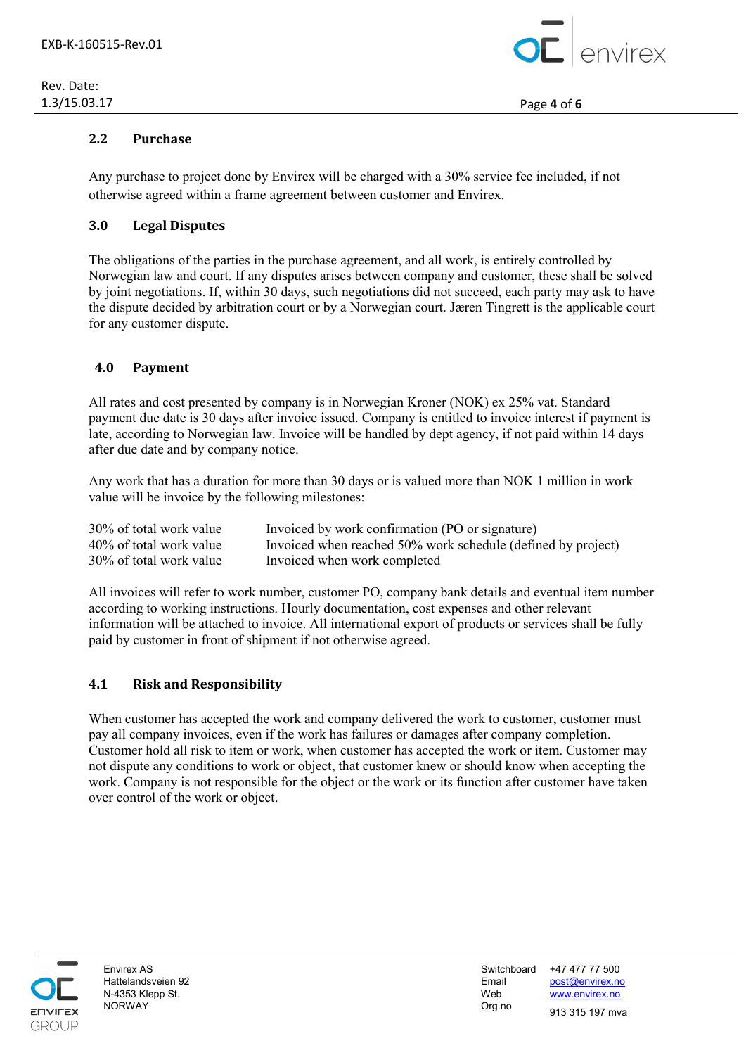## 2.2 Purchase

Any purchase to project done by Envirex will be charged with a 30% service fee included, if not otherwise agreed within a frame agreement between customer and Envirex.

## 3.0 Legal Disputes

The obligations of the parties in the purchase agreement, and all work, is entirely controlled by Norwegian law and court. If any disputes arises between company and customer, these shall be solved by joint negotiations. If, within 30 days, such negotiations did not succeed, each party may ask to have the dispute decided by arbitration court or by a Norwegian court. Jæren Tingrett is the applicable court for any customer dispute.

## 4.0 Payment

All rates and cost presented by company is in Norwegian Kroner (NOK) ex 25% vat. Standard payment due date is 30 days after invoice issued. Company is entitled to invoice interest if payment is late, according to Norwegian law. Invoice will be handled by dept agency, if not paid within 14 days after due date and by company notice.

Any work that has a duration for more than 30 days or is valued more than NOK 1 million in work value will be invoice by the following milestones:

| | |
|---|---|
| 30% of total work value | Invoiced by work confirmation (PO or signature) |
| 40% of total work value | Invoiced when reached 50% work schedule (defined by project) |
| 30% of total work value | Invoiced when work completed |

All invoices will refer to work number, customer PO, company bank details and eventual item number according to working instructions. Hourly documentation, cost expenses and other relevant information will be attached to invoice. All international export of products or services shall be fully paid by customer in front of shipment if not otherwise agreed.

## 4.1 Risk and Responsibility

When customer has accepted the work and company delivered the work to customer, customer must pay all company invoices, even if the work has failures or damages after company completion. Customer hold all risk to item or work, when customer has accepted the work or item. Customer may not dispute any conditions to work or object, that customer knew or should know when accepting the work. Company is not responsible for the object or the work or its function after customer have taken over control of the work or object.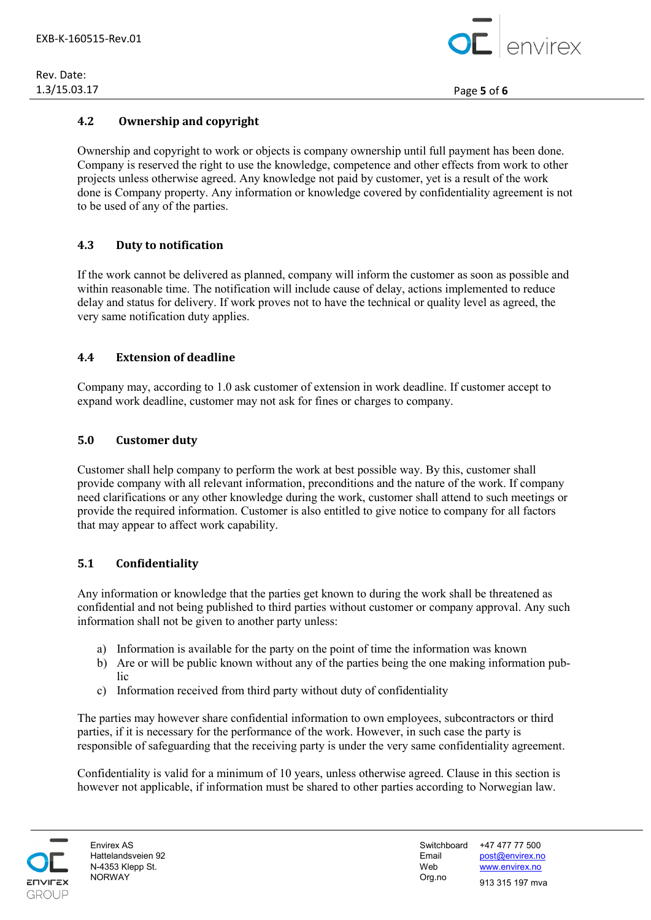## 4.2 Ownership and copyright

Ownership and copyright to work or objects is company ownership until full payment has been done. Company is reserved the right to use the knowledge, competence and other effects from work to other projects unless otherwise agreed. Any knowledge not paid by customer, yet is a result of the work done is Company property. Any information or knowledge covered by confidentiality agreement is not to be used of any of the parties.

## 4.3 Duty to notification

If the work cannot be delivered as planned, company will inform the customer as soon as possible and within reasonable time. The notification will include cause of delay, actions implemented to reduce delay and status for delivery. If work proves not to have the technical or quality level as agreed, the very same notification duty applies.

## 4.4 Extension of deadline

Company may, according to 1.0 ask customer of extension in work deadline. If customer accept to expand work deadline, customer may not ask for fines or charges to company.

## 5.0 Customer duty

Customer shall help company to perform the work at best possible way. By this, customer shall provide company with all relevant information, preconditions and the nature of the work. If company need clarifications or any other knowledge during the work, customer shall attend to such meetings or provide the required information. Customer is also entitled to give notice to company for all factors that may appear to affect work capability.

## 5.1 Confidentiality

Any information or knowledge that the parties get known to during the work shall be threatened as confidential and not being published to third parties without customer or company approval. Any such information shall not be given to another party unless:

a) Information is available for the party on the point of time the information was known
b) Are or will be public known without any of the parties being the one making information public
c) Information received from third party without duty of confidentiality

The parties may however share confidential information to own employees, subcontractors or third parties, if it is necessary for the performance of the work. However, in such case the party is responsible of safeguarding that the receiving party is under the very same confidentiality agreement.

Confidentiality is valid for a minimum of 10 years, unless otherwise agreed. Clause in this section is however not applicable, if information must be shared to other parties according to Norwegian law.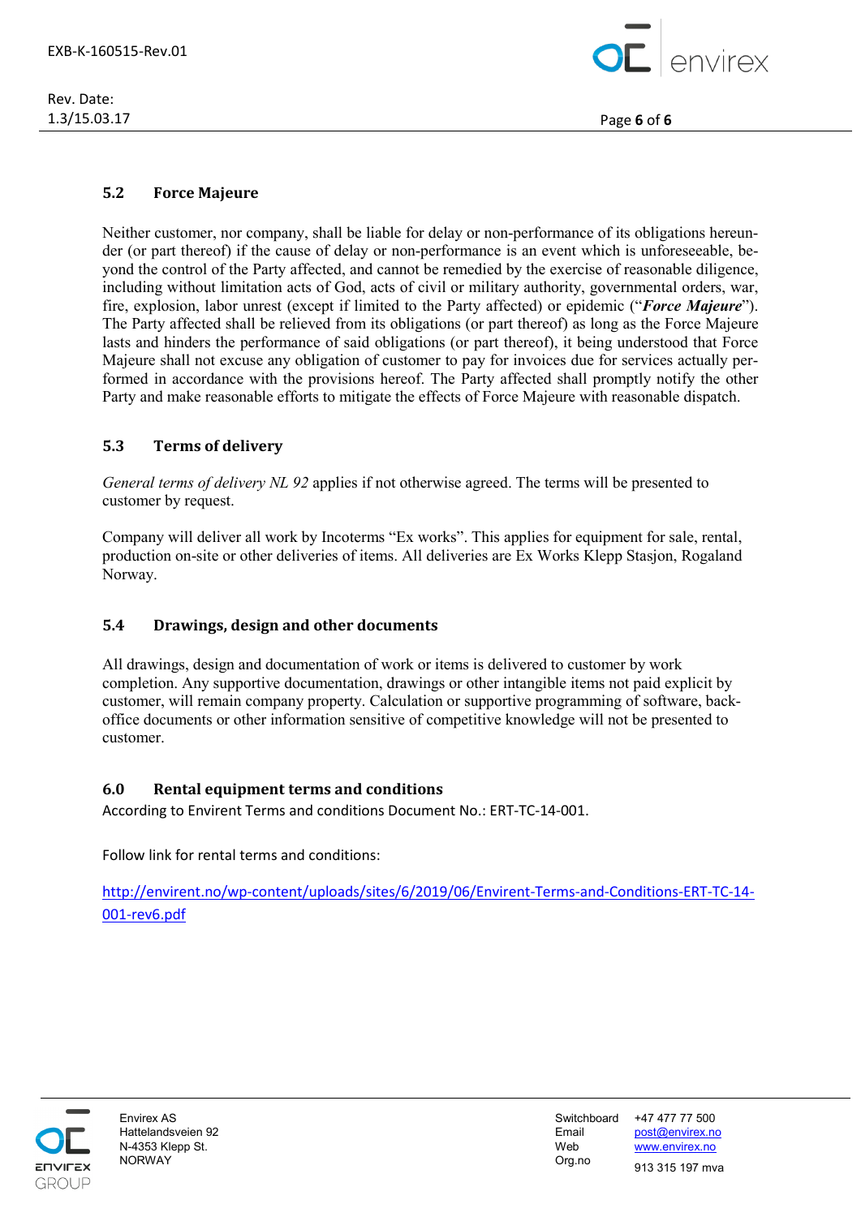### 5.2 Force Majeure

Neither customer, nor company, shall be liable for delay or non-performance of its obligations hereunder (or part thereof) if the cause of delay or non-performance is an event which is unforeseeable, beyond the control of the Party affected, and cannot be remedied by the exercise of reasonable diligence, including without limitation acts of God, acts of civil or military authority, governmental orders, war, fire, explosion, labor unrest (except if limited to the Party affected) or epidemic ("***Force Majeure***"). The Party affected shall be relieved from its obligations (or part thereof) as long as the Force Majeure lasts and hinders the performance of said obligations (or part thereof), it being understood that Force Majeure shall not excuse any obligation of customer to pay for invoices due for services actually performed in accordance with the provisions hereof. The Party affected shall promptly notify the other Party and make reasonable efforts to mitigate the effects of Force Majeure with reasonable dispatch.

### 5.3 Terms of delivery

*General terms of delivery NL 92* applies if not otherwise agreed. The terms will be presented to customer by request.

Company will deliver all work by Incoterms "Ex works". This applies for equipment for sale, rental, production on-site or other deliveries of items. All deliveries are Ex Works Klepp Stasjon, Rogaland Norway.

### 5.4 Drawings, design and other documents

All drawings, design and documentation of work or items is delivered to customer by work completion. Any supportive documentation, drawings or other intangible items not paid explicit by customer, will remain company property. Calculation or supportive programming of software, back-office documents or other information sensitive of competitive knowledge will not be presented to customer.

### 6.0 Rental equipment terms and conditions

According to Envirent Terms and conditions Document No.: ERT-TC-14-001.

Follow link for rental terms and conditions:

[http://envirent.no/wp-content/uploads/sites/6/2019/06/Envirent-Terms-and-Conditions-ERT-TC-14-001-rev6.pdf](http://envirent.no/wp-content/uploads/sites/6/2019/06/Envirent-Terms-and-Conditions-ERT-TC-14-001-rev6.pdf)